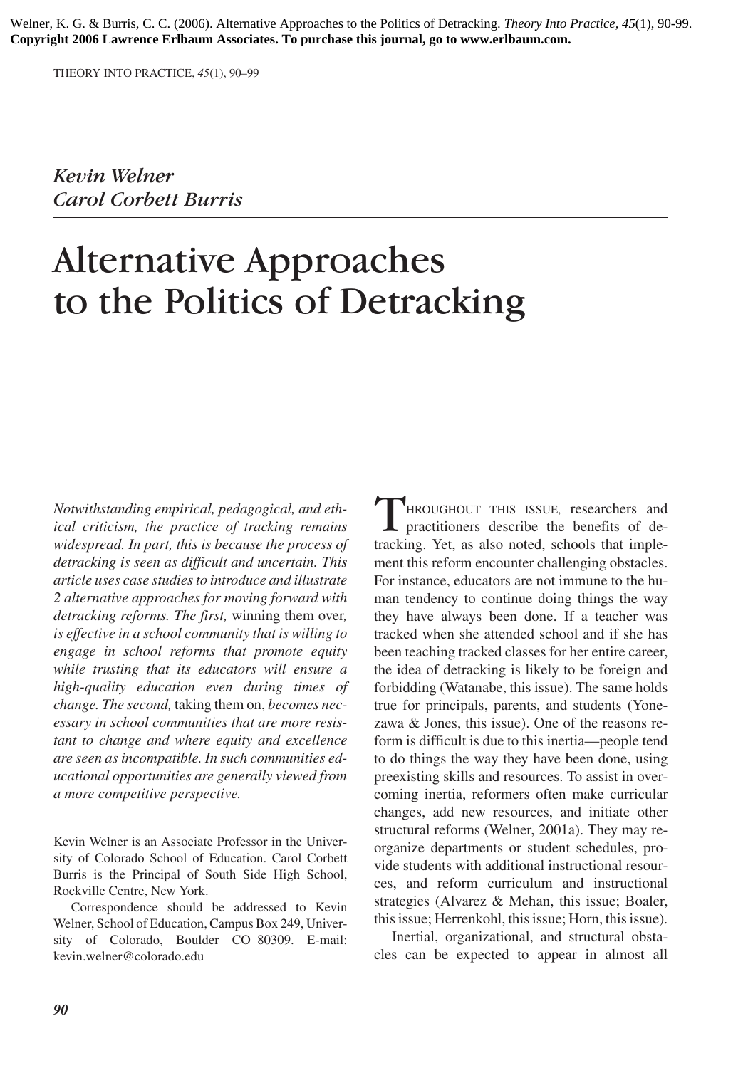Welner, K. G. & Burris, C. C. (2006). Alternative Approaches to the Politics of Detracking. *Theory Into Practice, 45*(1), 90-99.
**Copyright 2006 Lawrence Erlbaum Associates. To purchase this journal, go to www.erlbaum.com.**

*Kevin Welner*
*Carol Corbett Burris*

# Alternative Approaches to the Politics of Detracking

*Notwithstanding empirical, pedagogical, and ethical criticism, the practice of tracking remains widespread. In part, this is because the process of detracking is seen as difficult and uncertain. This article uses case studies to introduce and illustrate 2 alternative approaches for moving forward with detracking reforms. The first,* winning them over, *is effective in a school community that is willing to engage in school reforms that promote equity while trusting that its educators will ensure a high-quality education even during times of change. The second,* taking them on, *becomes necessary in school communities that are more resistant to change and where equity and excellence are seen as incompatible. In such communities educational opportunities are generally viewed from a more competitive perspective.*

Kevin Welner is an Associate Professor in the University of Colorado School of Education. Carol Corbett Burris is the Principal of South Side High School, Rockville Centre, New York.

Correspondence should be addressed to Kevin Welner, School of Education, Campus Box 249, University of Colorado, Boulder CO 80309. E-mail: kevin.welner@colorado.edu

THROUGHOUT THIS ISSUE, researchers and practitioners describe the benefits of detracking. Yet, as also noted, schools that implement this reform encounter challenging obstacles. For instance, educators are not immune to the human tendency to continue doing things the way they have always been done. If a teacher was tracked when she attended school and if she has been teaching tracked classes for her entire career, the idea of detracking is likely to be foreign and forbidding (Watanabe, this issue). The same holds true for principals, parents, and students (Yonezawa & Jones, this issue). One of the reasons reform is difficult is due to this inertia—people tend to do things the way they have been done, using preexisting skills and resources. To assist in overcoming inertia, reformers often make curricular changes, add new resources, and initiate other structural reforms (Welner, 2001a). They may reorganize departments or student schedules, provide students with additional instructional resources, and reform curriculum and instructional strategies (Alvarez & Mehan, this issue; Boaler, this issue; Herrenkohl, this issue; Horn, this issue).

Inertial, organizational, and structural obstacles can be expected to appear in almost all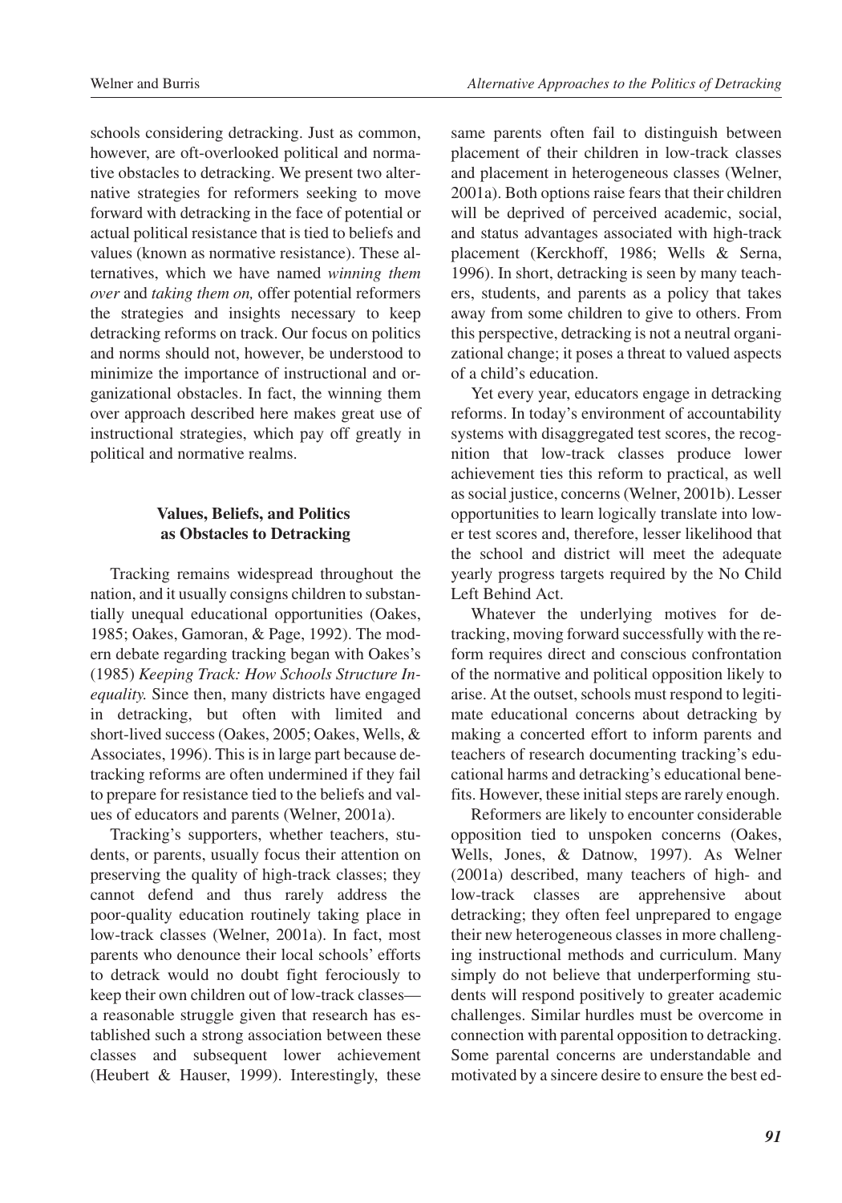schools considering detracking. Just as common, however, are oft-overlooked political and normative obstacles to detracking. We present two alternative strategies for reformers seeking to move forward with detracking in the face of potential or actual political resistance that is tied to beliefs and values (known as normative resistance). These alternatives, which we have named *winning them over* and *taking them on,* offer potential reformers the strategies and insights necessary to keep detracking reforms on track. Our focus on politics and norms should not, however, be understood to minimize the importance of instructional and organizational obstacles. In fact, the winning them over approach described here makes great use of instructional strategies, which pay off greatly in political and normative realms.

### Values, Beliefs, and Politics as Obstacles to Detracking

Tracking remains widespread throughout the nation, and it usually consigns children to substantially unequal educational opportunities (Oakes, 1985; Oakes, Gamoran, & Page, 1992). The modern debate regarding tracking began with Oakes's (1985) *Keeping Track: How Schools Structure Inequality.* Since then, many districts have engaged in detracking, but often with limited and short-lived success (Oakes, 2005; Oakes, Wells, & Associates, 1996). This is in large part because detracking reforms are often undermined if they fail to prepare for resistance tied to the beliefs and values of educators and parents (Welner, 2001a).

Tracking's supporters, whether teachers, students, or parents, usually focus their attention on preserving the quality of high-track classes; they cannot defend and thus rarely address the poor-quality education routinely taking place in low-track classes (Welner, 2001a). In fact, most parents who denounce their local schools' efforts to detrack would no doubt fight ferociously to keep their own children out of low-track classes—a reasonable struggle given that research has established such a strong association between these classes and subsequent lower achievement (Heubert & Hauser, 1999). Interestingly, these same parents often fail to distinguish between placement of their children in low-track classes and placement in heterogeneous classes (Welner, 2001a). Both options raise fears that their children will be deprived of perceived academic, social, and status advantages associated with high-track placement (Kerckhoff, 1986; Wells & Serna, 1996). In short, detracking is seen by many teachers, students, and parents as a policy that takes away from some children to give to others. From this perspective, detracking is not a neutral organizational change; it poses a threat to valued aspects of a child's education.

Yet every year, educators engage in detracking reforms. In today's environment of accountability systems with disaggregated test scores, the recognition that low-track classes produce lower achievement ties this reform to practical, as well as social justice, concerns (Welner, 2001b). Lesser opportunities to learn logically translate into lower test scores and, therefore, lesser likelihood that the school and district will meet the adequate yearly progress targets required by the No Child Left Behind Act.

Whatever the underlying motives for detracking, moving forward successfully with the reform requires direct and conscious confrontation of the normative and political opposition likely to arise. At the outset, schools must respond to legitimate educational concerns about detracking by making a concerted effort to inform parents and teachers of research documenting tracking's educational harms and detracking's educational benefits. However, these initial steps are rarely enough.

Reformers are likely to encounter considerable opposition tied to unspoken concerns (Oakes, Wells, Jones, & Datnow, 1997). As Welner (2001a) described, many teachers of high- and low-track classes are apprehensive about detracking; they often feel unprepared to engage their new heterogeneous classes in more challenging instructional methods and curriculum. Many simply do not believe that underperforming students will respond positively to greater academic challenges. Similar hurdles must be overcome in connection with parental opposition to detracking. Some parental concerns are understandable and motivated by a sincere desire to ensure the best ed-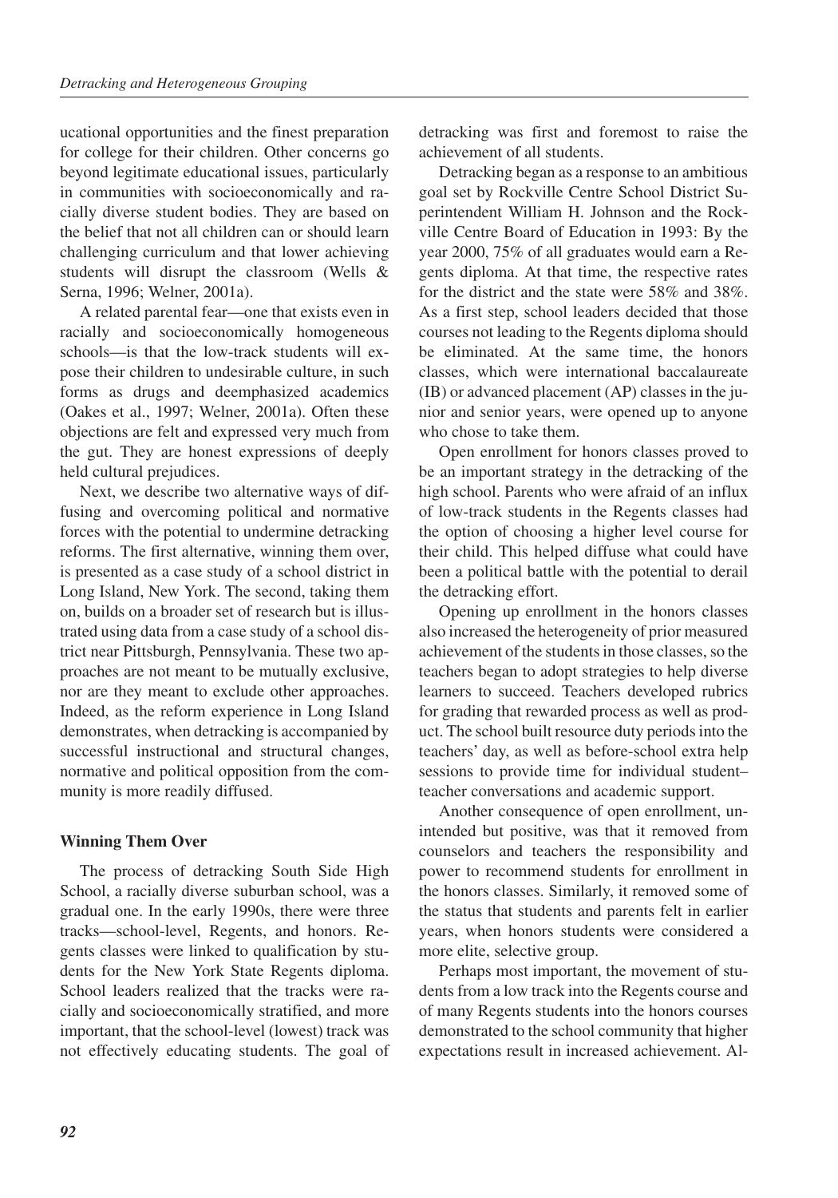ucational opportunities and the finest preparation for college for their children. Other concerns go beyond legitimate educational issues, particularly in communities with socioeconomically and racially diverse student bodies. They are based on the belief that not all children can or should learn challenging curriculum and that lower achieving students will disrupt the classroom (Wells & Serna, 1996; Welner, 2001a).

A related parental fear—one that exists even in racially and socioeconomically homogeneous schools—is that the low-track students will expose their children to undesirable culture, in such forms as drugs and deemphasized academics (Oakes et al., 1997; Welner, 2001a). Often these objections are felt and expressed very much from the gut. They are honest expressions of deeply held cultural prejudices.

Next, we describe two alternative ways of diffusing and overcoming political and normative forces with the potential to undermine detracking reforms. The first alternative, winning them over, is presented as a case study of a school district in Long Island, New York. The second, taking them on, builds on a broader set of research but is illustrated using data from a case study of a school district near Pittsburgh, Pennsylvania. These two approaches are not meant to be mutually exclusive, nor are they meant to exclude other approaches. Indeed, as the reform experience in Long Island demonstrates, when detracking is accompanied by successful instructional and structural changes, normative and political opposition from the community is more readily diffused.

### Winning Them Over

The process of detracking South Side High School, a racially diverse suburban school, was a gradual one. In the early 1990s, there were three tracks—school-level, Regents, and honors. Regents classes were linked to qualification by students for the New York State Regents diploma. School leaders realized that the tracks were racially and socioeconomically stratified, and more important, that the school-level (lowest) track was not effectively educating students. The goal of detracking was first and foremost to raise the achievement of all students.

Detracking began as a response to an ambitious goal set by Rockville Centre School District Superintendent William H. Johnson and the Rockville Centre Board of Education in 1993: By the year 2000, 75% of all graduates would earn a Regents diploma. At that time, the respective rates for the district and the state were 58% and 38%. As a first step, school leaders decided that those courses not leading to the Regents diploma should be eliminated. At the same time, the honors classes, which were international baccalaureate (IB) or advanced placement (AP) classes in the junior and senior years, were opened up to anyone who chose to take them.

Open enrollment for honors classes proved to be an important strategy in the detracking of the high school. Parents who were afraid of an influx of low-track students in the Regents classes had the option of choosing a higher level course for their child. This helped diffuse what could have been a political battle with the potential to derail the detracking effort.

Opening up enrollment in the honors classes also increased the heterogeneity of prior measured achievement of the students in those classes, so the teachers began to adopt strategies to help diverse learners to succeed. Teachers developed rubrics for grading that rewarded process as well as product. The school built resource duty periods into the teachers' day, as well as before-school extra help sessions to provide time for individual student–teacher conversations and academic support.

Another consequence of open enrollment, unintended but positive, was that it removed from counselors and teachers the responsibility and power to recommend students for enrollment in the honors classes. Similarly, it removed some of the status that students and parents felt in earlier years, when honors students were considered a more elite, selective group.

Perhaps most important, the movement of students from a low track into the Regents course and of many Regents students into the honors courses demonstrated to the school community that higher expectations result in increased achievement. Al-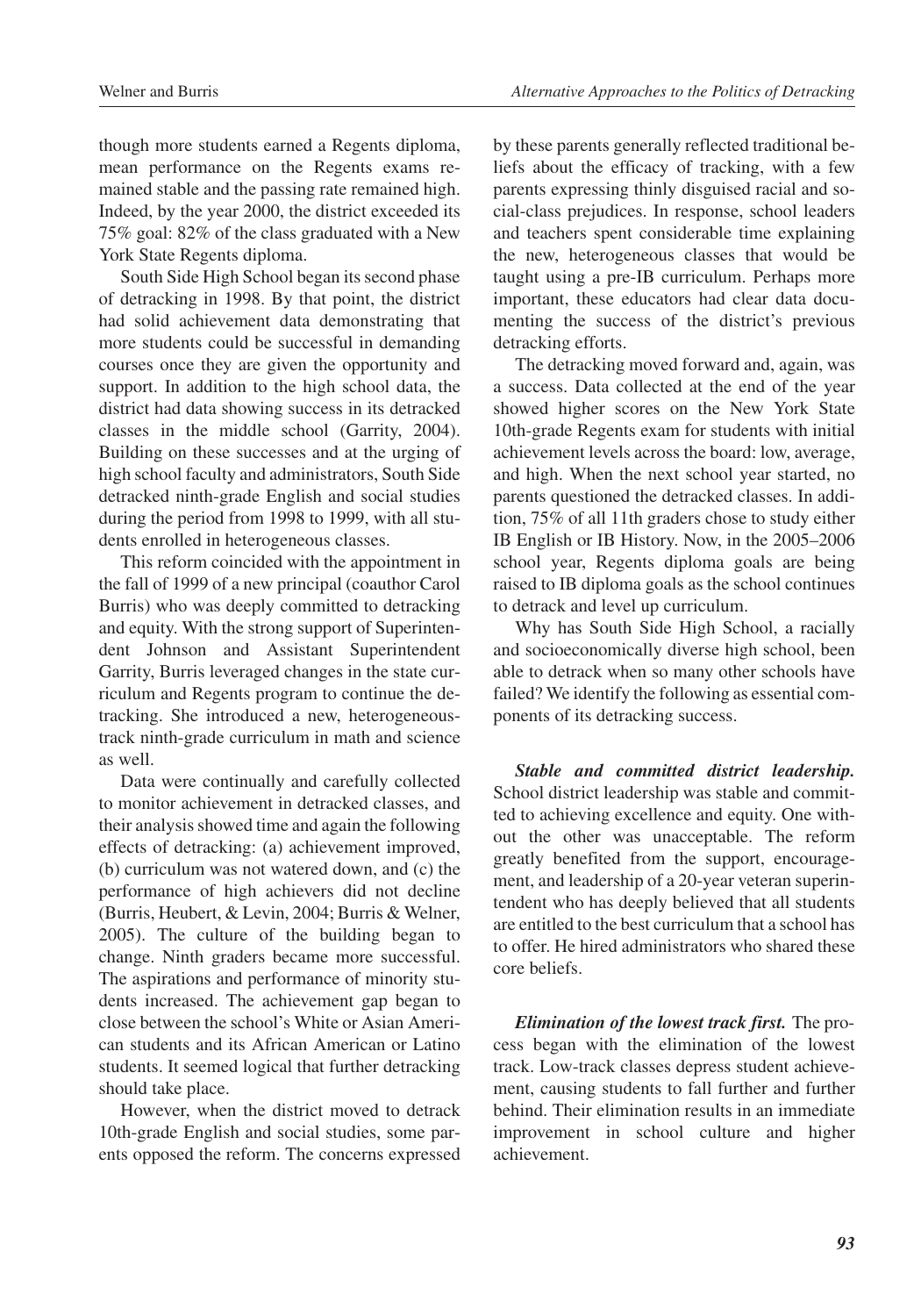though more students earned a Regents diploma, mean performance on the Regents exams remained stable and the passing rate remained high. Indeed, by the year 2000, the district exceeded its 75% goal: 82% of the class graduated with a New York State Regents diploma.

South Side High School began its second phase of detracking in 1998. By that point, the district had solid achievement data demonstrating that more students could be successful in demanding courses once they are given the opportunity and support. In addition to the high school data, the district had data showing success in its detracked classes in the middle school (Garrity, 2004). Building on these successes and at the urging of high school faculty and administrators, South Side detracked ninth-grade English and social studies during the period from 1998 to 1999, with all students enrolled in heterogeneous classes.

This reform coincided with the appointment in the fall of 1999 of a new principal (coauthor Carol Burris) who was deeply committed to detracking and equity. With the strong support of Superintendent Johnson and Assistant Superintendent Garrity, Burris leveraged changes in the state curriculum and Regents program to continue the detracking. She introduced a new, heterogeneous-track ninth-grade curriculum in math and science as well.

Data were continually and carefully collected to monitor achievement in detracked classes, and their analysis showed time and again the following effects of detracking: (a) achievement improved, (b) curriculum was not watered down, and (c) the performance of high achievers did not decline (Burris, Heubert, & Levin, 2004; Burris & Welner, 2005). The culture of the building began to change. Ninth graders became more successful. The aspirations and performance of minority students increased. The achievement gap began to close between the school's White or Asian American students and its African American or Latino students. It seemed logical that further detracking should take place.

However, when the district moved to detrack 10th-grade English and social studies, some parents opposed the reform. The concerns expressed by these parents generally reflected traditional beliefs about the efficacy of tracking, with a few parents expressing thinly disguised racial and social-class prejudices. In response, school leaders and teachers spent considerable time explaining the new, heterogeneous classes that would be taught using a pre-IB curriculum. Perhaps more important, these educators had clear data documenting the success of the district's previous detracking efforts.

The detracking moved forward and, again, was a success. Data collected at the end of the year showed higher scores on the New York State 10th-grade Regents exam for students with initial achievement levels across the board: low, average, and high. When the next school year started, no parents questioned the detracked classes. In addition, 75% of all 11th graders chose to study either IB English or IB History. Now, in the 2005–2006 school year, Regents diploma goals are being raised to IB diploma goals as the school continues to detrack and level up curriculum.

Why has South Side High School, a racially and socioeconomically diverse high school, been able to detrack when so many other schools have failed? We identify the following as essential components of its detracking success.

***Stable and committed district leadership.*** School district leadership was stable and committed to achieving excellence and equity. One without the other was unacceptable. The reform greatly benefited from the support, encouragement, and leadership of a 20-year veteran superintendent who has deeply believed that all students are entitled to the best curriculum that a school has to offer. He hired administrators who shared these core beliefs.

***Elimination of the lowest track first.*** The process began with the elimination of the lowest track. Low-track classes depress student achievement, causing students to fall further and further behind. Their elimination results in an immediate improvement in school culture and higher achievement.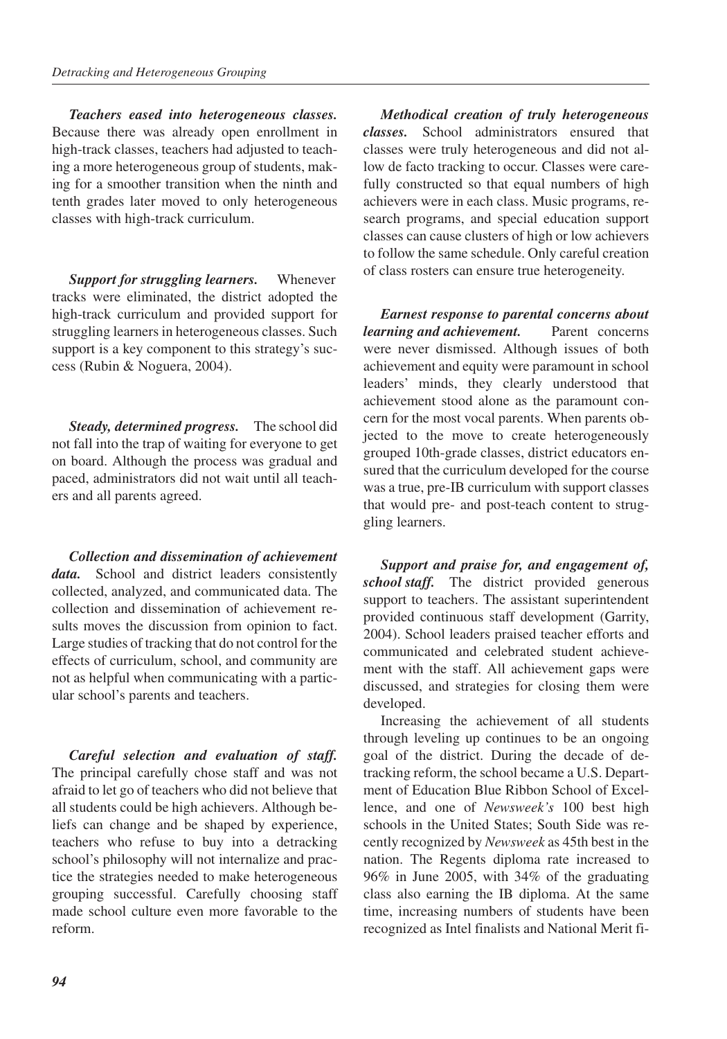***Teachers eased into heterogeneous classes.*** Because there was already open enrollment in high-track classes, teachers had adjusted to teaching a more heterogeneous group of students, making for a smoother transition when the ninth and tenth grades later moved to only heterogeneous classes with high-track curriculum.

***Support for struggling learners.*** Whenever tracks were eliminated, the district adopted the high-track curriculum and provided support for struggling learners in heterogeneous classes. Such support is a key component to this strategy's success (Rubin & Noguera, 2004).

***Steady, determined progress.*** The school did not fall into the trap of waiting for everyone to get on board. Although the process was gradual and paced, administrators did not wait until all teachers and all parents agreed.

***Collection and dissemination of achievement data.*** School and district leaders consistently collected, analyzed, and communicated data. The collection and dissemination of achievement results moves the discussion from opinion to fact. Large studies of tracking that do not control for the effects of curriculum, school, and community are not as helpful when communicating with a particular school's parents and teachers.

***Careful selection and evaluation of staff.*** The principal carefully chose staff and was not afraid to let go of teachers who did not believe that all students could be high achievers. Although beliefs can change and be shaped by experience, teachers who refuse to buy into a detracking school's philosophy will not internalize and practice the strategies needed to make heterogeneous grouping successful. Carefully choosing staff made school culture even more favorable to the reform.

***Methodical creation of truly heterogeneous classes.*** School administrators ensured that classes were truly heterogeneous and did not allow de facto tracking to occur. Classes were carefully constructed so that equal numbers of high achievers were in each class. Music programs, research programs, and special education support classes can cause clusters of high or low achievers to follow the same schedule. Only careful creation of class rosters can ensure true heterogeneity.

***Earnest response to parental concerns about learning and achievement.*** Parent concerns were never dismissed. Although issues of both achievement and equity were paramount in school leaders' minds, they clearly understood that achievement stood alone as the paramount concern for the most vocal parents. When parents objected to the move to create heterogeneously grouped 10th-grade classes, district educators ensured that the curriculum developed for the course was a true, pre-IB curriculum with support classes that would pre- and post-teach content to struggling learners.

***Support and praise for, and engagement of, school staff.*** The district provided generous support to teachers. The assistant superintendent provided continuous staff development (Garrity, 2004). School leaders praised teacher efforts and communicated and celebrated student achievement with the staff. All achievement gaps were discussed, and strategies for closing them were developed.

Increasing the achievement of all students through leveling up continues to be an ongoing goal of the district. During the decade of detracking reform, the school became a U.S. Department of Education Blue Ribbon School of Excellence, and one of *Newsweek's* 100 best high schools in the United States; South Side was recently recognized by *Newsweek* as 45th best in the nation. The Regents diploma rate increased to 96% in June 2005, with 34% of the graduating class also earning the IB diploma. At the same time, increasing numbers of students have been recognized as Intel finalists and National Merit fi-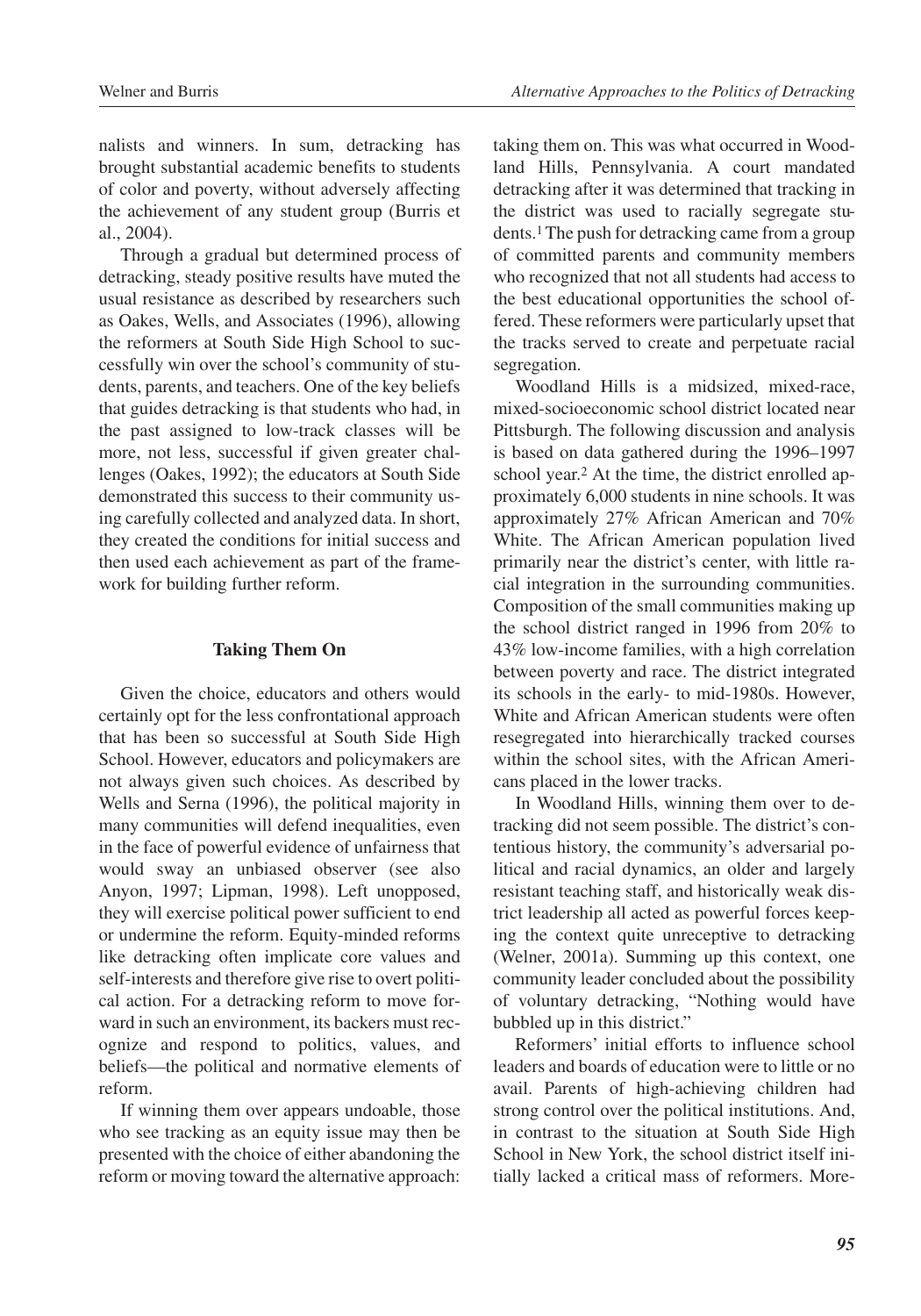nalists and winners. In sum, detracking has brought substantial academic benefits to students of color and poverty, without adversely affecting the achievement of any student group (Burris et al., 2004).

Through a gradual but determined process of detracking, steady positive results have muted the usual resistance as described by researchers such as Oakes, Wells, and Associates (1996), allowing the reformers at South Side High School to successfully win over the school's community of students, parents, and teachers. One of the key beliefs that guides detracking is that students who had, in the past assigned to low-track classes will be more, not less, successful if given greater challenges (Oakes, 1992); the educators at South Side demonstrated this success to their community using carefully collected and analyzed data. In short, they created the conditions for initial success and then used each achievement as part of the framework for building further reform.

## Taking Them On

Given the choice, educators and others would certainly opt for the less confrontational approach that has been so successful at South Side High School. However, educators and policymakers are not always given such choices. As described by Wells and Serna (1996), the political majority in many communities will defend inequalities, even in the face of powerful evidence of unfairness that would sway an unbiased observer (see also Anyon, 1997; Lipman, 1998). Left unopposed, they will exercise political power sufficient to end or undermine the reform. Equity-minded reforms like detracking often implicate core values and self-interests and therefore give rise to overt political action. For a detracking reform to move forward in such an environment, its backers must recognize and respond to politics, values, and beliefs—the political and normative elements of reform.

If winning them over appears undoable, those who see tracking as an equity issue may then be presented with the choice of either abandoning the reform or moving toward the alternative approach: taking them on. This was what occurred in Woodland Hills, Pennsylvania. A court mandated detracking after it was determined that tracking in the district was used to racially segregate students.[1] The push for detracking came from a group of committed parents and community members who recognized that not all students had access to the best educational opportunities the school offered. These reformers were particularly upset that the tracks served to create and perpetuate racial segregation.

Woodland Hills is a midsized, mixed-race, mixed-socioeconomic school district located near Pittsburgh. The following discussion and analysis is based on data gathered during the 1996–1997 school year.[2] At the time, the district enrolled approximately 6,000 students in nine schools. It was approximately 27% African American and 70% White. The African American population lived primarily near the district's center, with little racial integration in the surrounding communities. Composition of the small communities making up the school district ranged in 1996 from 20% to 43% low-income families, with a high correlation between poverty and race. The district integrated its schools in the early- to mid-1980s. However, White and African American students were often resegregated into hierarchically tracked courses within the school sites, with the African Americans placed in the lower tracks.

In Woodland Hills, winning them over to detracking did not seem possible. The district's contentious history, the community's adversarial political and racial dynamics, an older and largely resistant teaching staff, and historically weak district leadership all acted as powerful forces keeping the context quite unreceptive to detracking (Welner, 2001a). Summing up this context, one community leader concluded about the possibility of voluntary detracking, "Nothing would have bubbled up in this district."

Reformers' initial efforts to influence school leaders and boards of education were to little or no avail. Parents of high-achieving children had strong control over the political institutions. And, in contrast to the situation at South Side High School in New York, the school district itself initially lacked a critical mass of reformers. More-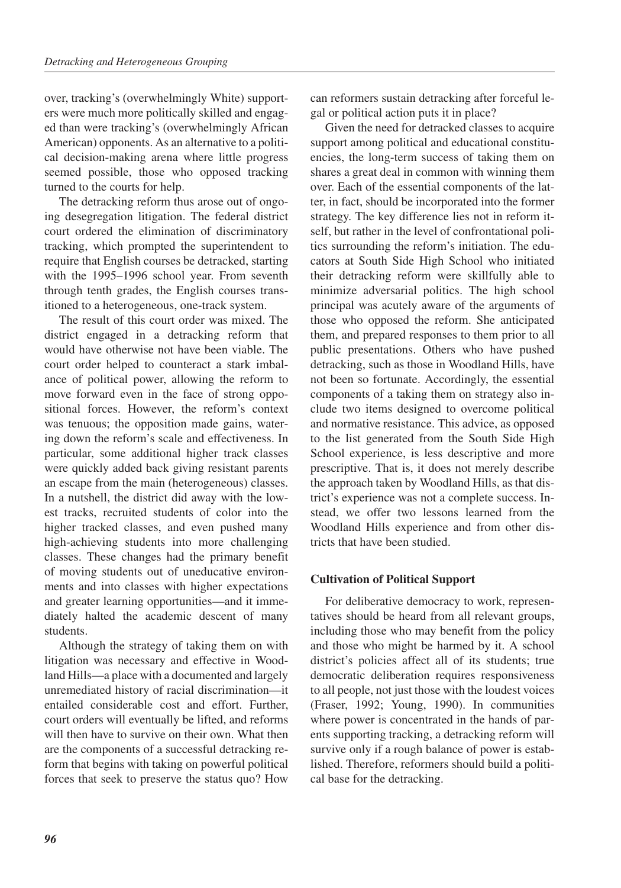over, tracking's (overwhelmingly White) supporters were much more politically skilled and engaged than were tracking's (overwhelmingly African American) opponents. As an alternative to a political decision-making arena where little progress seemed possible, those who opposed tracking turned to the courts for help.

The detracking reform thus arose out of ongoing desegregation litigation. The federal district court ordered the elimination of discriminatory tracking, which prompted the superintendent to require that English courses be detracked, starting with the 1995–1996 school year. From seventh through tenth grades, the English courses transitioned to a heterogeneous, one-track system.

The result of this court order was mixed. The district engaged in a detracking reform that would have otherwise not have been viable. The court order helped to counteract a stark imbalance of political power, allowing the reform to move forward even in the face of strong oppositional forces. However, the reform's context was tenuous; the opposition made gains, watering down the reform's scale and effectiveness. In particular, some additional higher track classes were quickly added back giving resistant parents an escape from the main (heterogeneous) classes. In a nutshell, the district did away with the lowest tracks, recruited students of color into the higher tracked classes, and even pushed many high-achieving students into more challenging classes. These changes had the primary benefit of moving students out of uneducative environments and into classes with higher expectations and greater learning opportunities—and it immediately halted the academic descent of many students.

Although the strategy of taking them on with litigation was necessary and effective in Woodland Hills—a place with a documented and largely unremediated history of racial discrimination—it entailed considerable cost and effort. Further, court orders will eventually be lifted, and reforms will then have to survive on their own. What then are the components of a successful detracking reform that begins with taking on powerful political forces that seek to preserve the status quo? How can reformers sustain detracking after forceful legal or political action puts it in place?

Given the need for detracked classes to acquire support among political and educational constituencies, the long-term success of taking them on shares a great deal in common with winning them over. Each of the essential components of the latter, in fact, should be incorporated into the former strategy. The key difference lies not in reform itself, but rather in the level of confrontational politics surrounding the reform's initiation. The educators at South Side High School who initiated their detracking reform were skillfully able to minimize adversarial politics. The high school principal was acutely aware of the arguments of those who opposed the reform. She anticipated them, and prepared responses to them prior to all public presentations. Others who have pushed detracking, such as those in Woodland Hills, have not been so fortunate. Accordingly, the essential components of a taking them on strategy also include two items designed to overcome political and normative resistance. This advice, as opposed to the list generated from the South Side High School experience, is less descriptive and more prescriptive. That is, it does not merely describe the approach taken by Woodland Hills, as that district's experience was not a complete success. Instead, we offer two lessons learned from the Woodland Hills experience and from other districts that have been studied.

### Cultivation of Political Support

For deliberative democracy to work, representatives should be heard from all relevant groups, including those who may benefit from the policy and those who might be harmed by it. A school district's policies affect all of its students; true democratic deliberation requires responsiveness to all people, not just those with the loudest voices (Fraser, 1992; Young, 1990). In communities where power is concentrated in the hands of parents supporting tracking, a detracking reform will survive only if a rough balance of power is established. Therefore, reformers should build a political base for the detracking.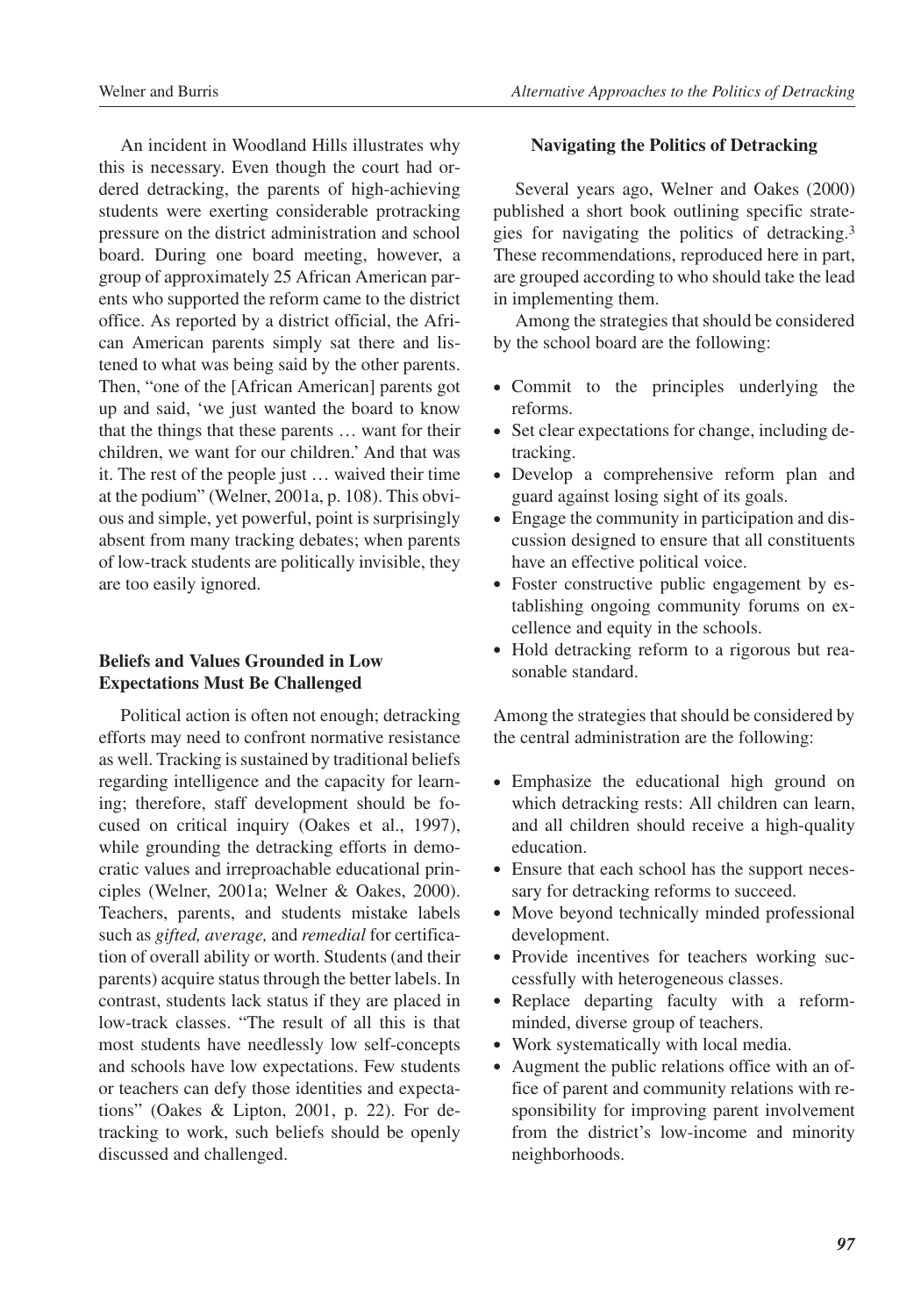An incident in Woodland Hills illustrates why this is necessary. Even though the court had ordered detracking, the parents of high-achieving students were exerting considerable protracking pressure on the district administration and school board. During one board meeting, however, a group of approximately 25 African American parents who supported the reform came to the district office. As reported by a district official, the African American parents simply sat there and listened to what was being said by the other parents. Then, "one of the [African American] parents got up and said, 'we just wanted the board to know that the things that these parents … want for their children, we want for our children.' And that was it. The rest of the people just … waived their time at the podium" (Welner, 2001a, p. 108). This obvious and simple, yet powerful, point is surprisingly absent from many tracking debates; when parents of low-track students are politically invisible, they are too easily ignored.

### Beliefs and Values Grounded in Low Expectations Must Be Challenged

Political action is often not enough; detracking efforts may need to confront normative resistance as well. Tracking is sustained by traditional beliefs regarding intelligence and the capacity for learning; therefore, staff development should be focused on critical inquiry (Oakes et al., 1997), while grounding the detracking efforts in democratic values and irreproachable educational principles (Welner, 2001a; Welner & Oakes, 2000). Teachers, parents, and students mistake labels such as *gifted, average,* and *remedial* for certification of overall ability or worth. Students (and their parents) acquire status through the better labels. In contrast, students lack status if they are placed in low-track classes. "The result of all this is that most students have needlessly low self-concepts and schools have low expectations. Few students or teachers can defy those identities and expectations" (Oakes & Lipton, 2001, p. 22). For detracking to work, such beliefs should be openly discussed and challenged.

### Navigating the Politics of Detracking

Several years ago, Welner and Oakes (2000) published a short book outlining specific strategies for navigating the politics of detracking.[3] These recommendations, reproduced here in part, are grouped according to who should take the lead in implementing them.

Among the strategies that should be considered by the school board are the following:

- Commit to the principles underlying the reforms.
- Set clear expectations for change, including detracking.
- Develop a comprehensive reform plan and guard against losing sight of its goals.
- Engage the community in participation and discussion designed to ensure that all constituents have an effective political voice.
- Foster constructive public engagement by establishing ongoing community forums on excellence and equity in the schools.
- Hold detracking reform to a rigorous but reasonable standard.

Among the strategies that should be considered by the central administration are the following:

- Emphasize the educational high ground on which detracking rests: All children can learn, and all children should receive a high-quality education.
- Ensure that each school has the support necessary for detracking reforms to succeed.
- Move beyond technically minded professional development.
- Provide incentives for teachers working successfully with heterogeneous classes.
- Replace departing faculty with a reform-minded, diverse group of teachers.
- Work systematically with local media.
- Augment the public relations office with an office of parent and community relations with responsibility for improving parent involvement from the district's low-income and minority neighborhoods.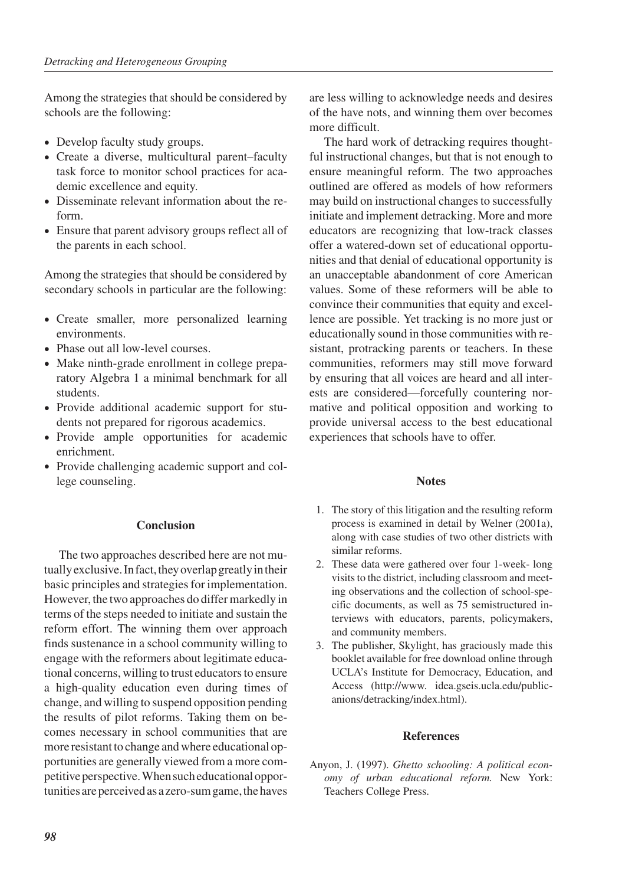Among the strategies that should be considered by schools are the following:

- Develop faculty study groups.
- Create a diverse, multicultural parent–faculty task force to monitor school practices for academic excellence and equity.
- Disseminate relevant information about the reform.
- Ensure that parent advisory groups reflect all of the parents in each school.

Among the strategies that should be considered by secondary schools in particular are the following:

- Create smaller, more personalized learning environments.
- Phase out all low-level courses.
- Make ninth-grade enrollment in college preparatory Algebra 1 a minimal benchmark for all students.
- Provide additional academic support for students not prepared for rigorous academics.
- Provide ample opportunities for academic enrichment.
- Provide challenging academic support and college counseling.

### Conclusion

The two approaches described here are not mutually exclusive. In fact, they overlap greatly in their basic principles and strategies for implementation. However, the two approaches do differ markedly in terms of the steps needed to initiate and sustain the reform effort. The winning them over approach finds sustenance in a school community willing to engage with the reformers about legitimate educational concerns, willing to trust educators to ensure a high-quality education even during times of change, and willing to suspend opposition pending the results of pilot reforms. Taking them on becomes necessary in school communities that are more resistant to change and where educational opportunities are generally viewed from a more competitive perspective. When such educational opportunities are perceived as a zero-sum game, the haves are less willing to acknowledge needs and desires of the have nots, and winning them over becomes more difficult.

The hard work of detracking requires thoughtful instructional changes, but that is not enough to ensure meaningful reform. The two approaches outlined are offered as models of how reformers may build on instructional changes to successfully initiate and implement detracking. More and more educators are recognizing that low-track classes offer a watered-down set of educational opportunities and that denial of educational opportunity is an unacceptable abandonment of core American values. Some of these reformers will be able to convince their communities that equity and excellence are possible. Yet tracking is no more just or educationally sound in those communities with resistant, protracking parents or teachers. In these communities, reformers may still move forward by ensuring that all voices are heard and all interests are considered—forcefully countering normative and political opposition and working to provide universal access to the best educational experiences that schools have to offer.

### Notes

1. The story of this litigation and the resulting reform process is examined in detail by Welner (2001a), along with case studies of two other districts with similar reforms.
2. These data were gathered over four 1-week- long visits to the district, including classroom and meeting observations and the collection of school-specific documents, as well as 75 semistructured interviews with educators, parents, policymakers, and community members.
3. The publisher, Skylight, has graciously made this booklet available for free download online through UCLA's Institute for Democracy, Education, and Access (http://www. idea.gseis.ucla.edu/public-anions/detracking/index.html).

### References

Anyon, J. (1997). *Ghetto schooling: A political economy of urban educational reform.* New York: Teachers College Press.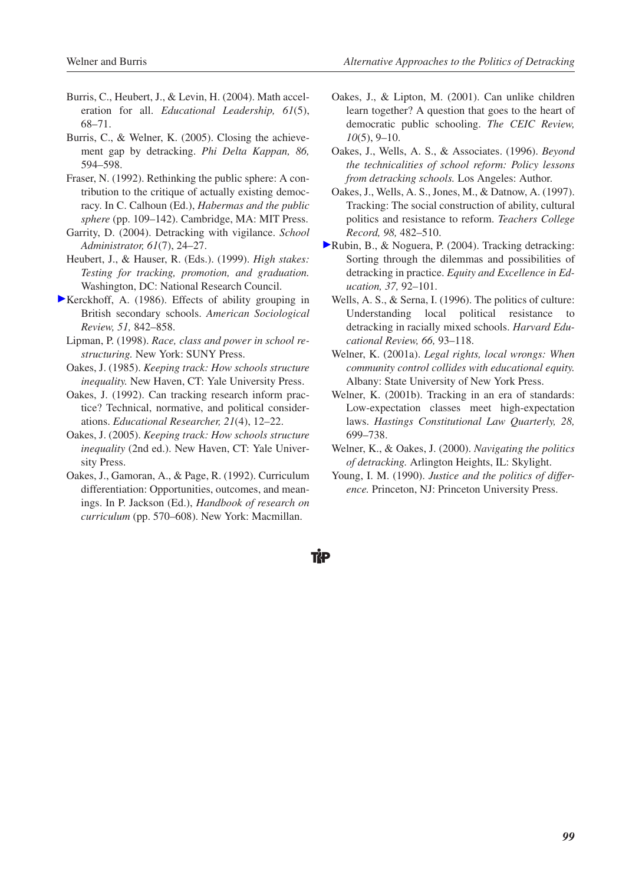Burris, C., Heubert, J., & Levin, H. (2004). Math acceleration for all. *Educational Leadership, 61*(5), 68–71.

Burris, C., & Welner, K. (2005). Closing the achievement gap by detracking. *Phi Delta Kappan, 86,* 594–598.

Fraser, N. (1992). Rethinking the public sphere: A contribution to the critique of actually existing democracy. In C. Calhoun (Ed.), *Habermas and the public sphere* (pp. 109–142). Cambridge, MA: MIT Press.

Garrity, D. (2004). Detracking with vigilance. *School Administrator, 61*(7), 24–27.

Heubert, J., & Hauser, R. (Eds.). (1999). *High stakes: Testing for tracking, promotion, and graduation.* Washington, DC: National Research Council.

Kerckhoff, A. (1986). Effects of ability grouping in British secondary schools. *American Sociological Review, 51,* 842–858.

Lipman, P. (1998). *Race, class and power in school restructuring.* New York: SUNY Press.

Oakes, J. (1985). *Keeping track: How schools structure inequality.* New Haven, CT: Yale University Press.

Oakes, J. (1992). Can tracking research inform practice? Technical, normative, and political considerations. *Educational Researcher, 21*(4), 12–22.

Oakes, J. (2005). *Keeping track: How schools structure inequality* (2nd ed.). New Haven, CT: Yale University Press.

Oakes, J., Gamoran, A., & Page, R. (1992). Curriculum differentiation: Opportunities, outcomes, and meanings. In P. Jackson (Ed.), *Handbook of research on curriculum* (pp. 570–608). New York: Macmillan.

Oakes, J., & Lipton, M. (2001). Can unlike children learn together? A question that goes to the heart of democratic public schooling. *The CEIC Review, 10*(5), 9–10.

Oakes, J., Wells, A. S., & Associates. (1996). *Beyond the technicalities of school reform: Policy lessons from detracking schools.* Los Angeles: Author.

Oakes, J., Wells, A. S., Jones, M., & Datnow, A. (1997). Tracking: The social construction of ability, cultural politics and resistance to reform. *Teachers College Record, 98,* 482–510.

Rubin, B., & Noguera, P. (2004). Tracking detracking: Sorting through the dilemmas and possibilities of detracking in practice. *Equity and Excellence in Education, 37,* 92–101.

Wells, A. S., & Serna, I. (1996). The politics of culture: Understanding local political resistance to detracking in racially mixed schools. *Harvard Educational Review, 66,* 93–118.

Welner, K. (2001a). *Legal rights, local wrongs: When community control collides with educational equity.* Albany: State University of New York Press.

Welner, K. (2001b). Tracking in an era of standards: Low-expectation classes meet high-expectation laws. *Hastings Constitutional Law Quarterly, 28,* 699–738.

Welner, K., & Oakes, J. (2000). *Navigating the politics of detracking.* Arlington Heights, IL: Skylight.

Young, I. M. (1990). *Justice and the politics of difference.* Princeton, NJ: Princeton University Press.